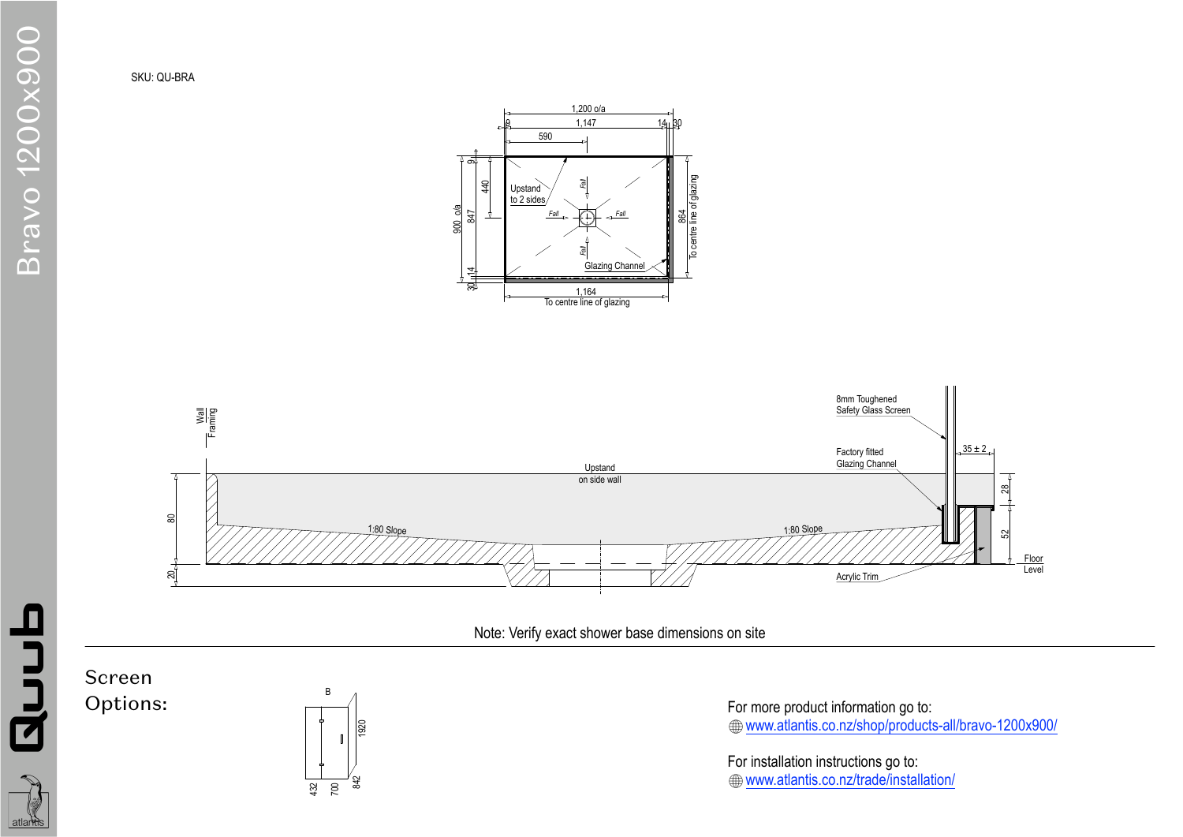# Bravo 1200x900

SKU: QU-BRA

1,200 o/a

9 | 1,147 | 14 | 30

590

9

440

900 o/a

847

14

30

Upstand to 2 sides

Fall

Fall

Fall

Fall

Glazing Channel

864 To centre line of glazing

1,164 To centre line of glazing

Wall Framing

8mm Toughened Safety Glass Screen

Factory fitted Glazing Channel

35 ± 2

Upstand on side wall

80

20

1:80 Slope

1:80 Slope

28

52

Floor Level

Acrylic Trim

Note: Verify exact shower base dimensions on site

## Screen Options:

B

1920

432 700 842

For more product information go to:
www.atlantis.co.nz/shop/products-all/bravo-1200x900/

For installation instructions go to:
www.atlantis.co.nz/trade/installation/

Quub

atlantis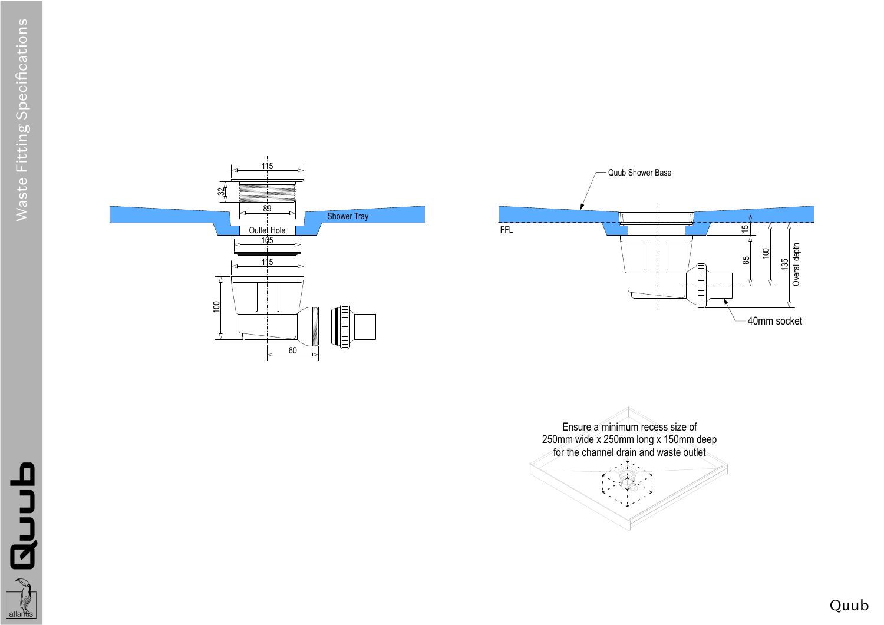# Waste Fitting Specifications

Shower Tray

Outlet Hole

115

32

89

105

115

100

80

Quub Shower Base

FFL

15

85

100

135

Overall depth

40mm socket

Ensure a minimum recess size of 250mm wide x 250mm long x 150mm deep for the channel drain and waste outlet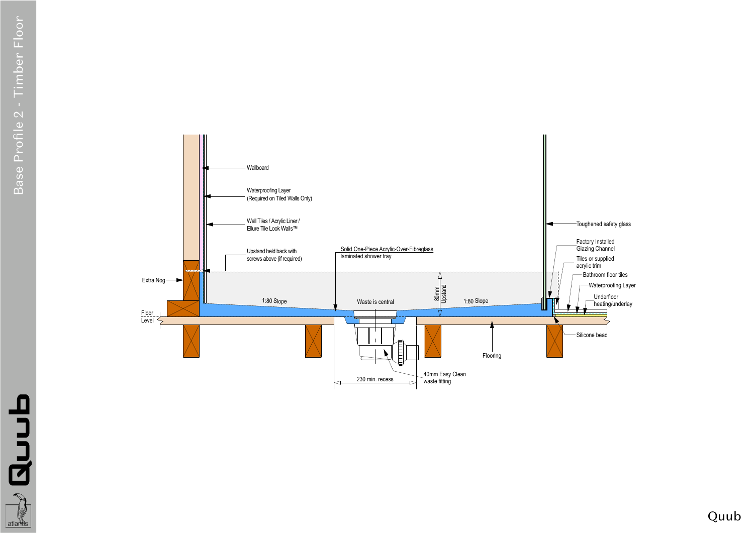# Base Profile 2 - Timber Floor

Wallboard

Waterproofing Layer (Required on Tiled Walls Only)

Wall Tiles / Acrylic Liner / Ellure Tile Look Walls™

Upstand held back with screws above (if required)

Solid One-Piece Acrylic-Over-Fibreglass laminated shower tray

Toughened safety glass

Factory Installed Glazing Channel

Tiles or supplied acrylic trim

Bathroom floor tiles

Waterproofing Layer

Underfloor heating/underlay

Extra Nog

80mm Upstand

1:80 Slope

Waste is central

1:80 Slope

Floor Level

Silicone bead

Flooring

40mm Easy Clean waste fitting

230 min. recess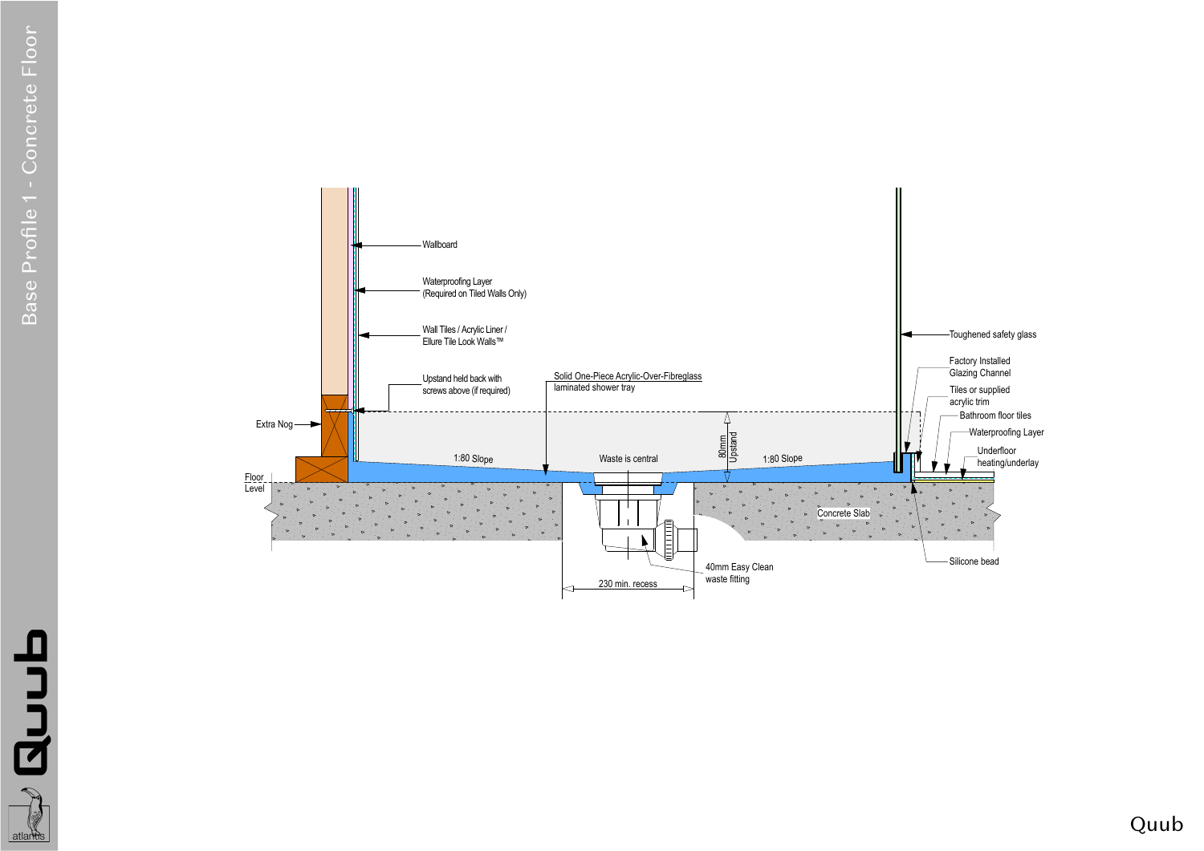# Base Profile 1 - Concrete Floor

Wallboard

Waterproofing Layer
(Required on Tiled Walls Only)

Wall Tiles / Acrylic Liner /
Ellure Tile Look Walls™

Upstand held back with
screws above (if required)

Solid One-Piece Acrylic-Over-Fibreglass
laminated shower tray

Extra Nog

1:80 Slope

Waste is central

80mm
Upstand

1:80 Slope

Floor
Level

Concrete Slab

230 min. recess

40mm Easy Clean
waste fitting

Toughened safety glass

Factory Installed
Glazing Channel

Tiles or supplied
acrylic trim

Bathroom floor tiles

Waterproofing Layer

Underfloor
heating/underlay

Silicone bead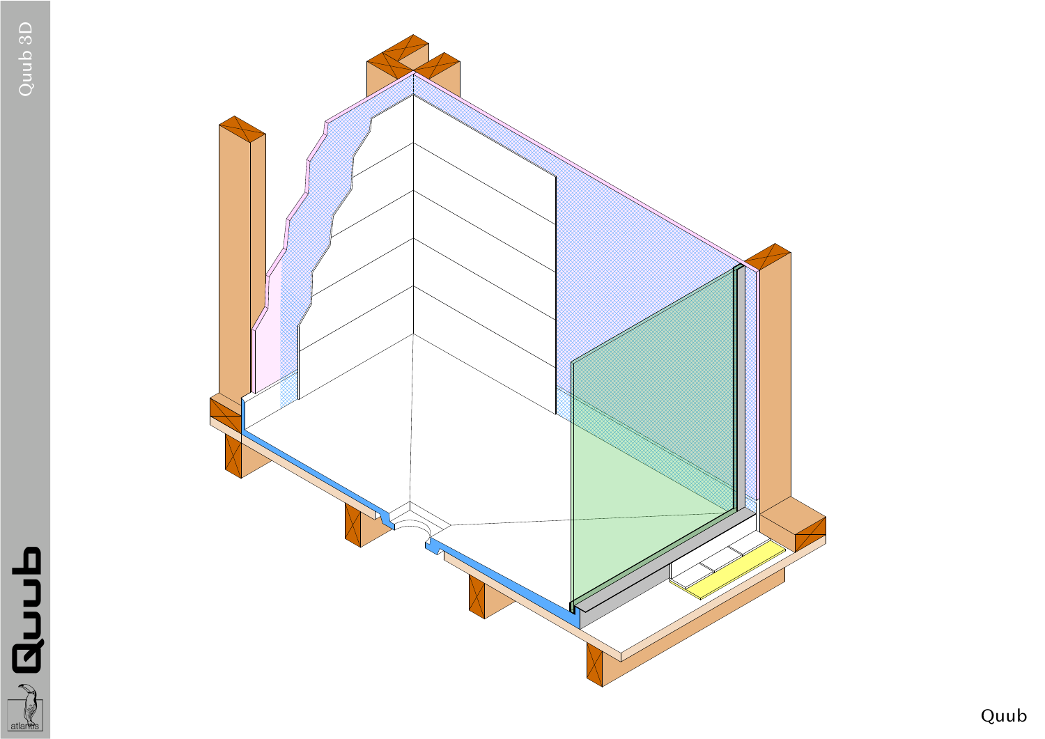Quub 3D